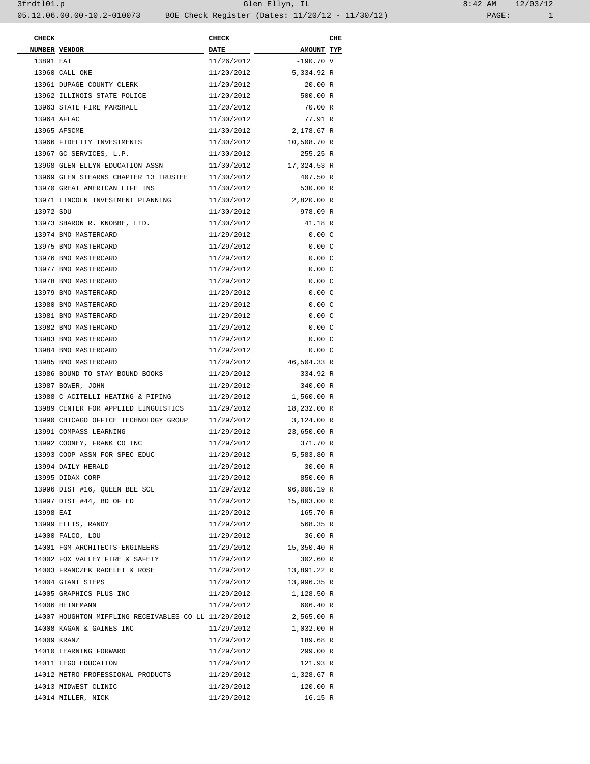| CHECK NUMBER | VENDOR | CHECK DATE | AMOUNT | CHE TYP |
|---|---|---|---|---|
| 13891 | EAI | 11/26/2012 | -190.70 | V |
| 13960 | CALL ONE | 11/20/2012 | 5,334.92 | R |
| 13961 | DUPAGE COUNTY CLERK | 11/20/2012 | 20.00 | R |
| 13962 | ILLINOIS STATE POLICE | 11/20/2012 | 500.00 | R |
| 13963 | STATE FIRE MARSHALL | 11/20/2012 | 70.00 | R |
| 13964 | AFLAC | 11/30/2012 | 77.91 | R |
| 13965 | AFSCME | 11/30/2012 | 2,178.67 | R |
| 13966 | FIDELITY INVESTMENTS | 11/30/2012 | 10,508.70 | R |
| 13967 | GC SERVICES, L.P. | 11/30/2012 | 255.25 | R |
| 13968 | GLEN ELLYN EDUCATION ASSN | 11/30/2012 | 17,324.53 | R |
| 13969 | GLEN STEARNS CHAPTER 13 TRUSTEE | 11/30/2012 | 407.50 | R |
| 13970 | GREAT AMERICAN LIFE INS | 11/30/2012 | 530.00 | R |
| 13971 | LINCOLN INVESTMENT PLANNING | 11/30/2012 | 2,820.00 | R |
| 13972 | SDU | 11/30/2012 | 978.09 | R |
| 13973 | SHARON R. KNOBBE, LTD. | 11/30/2012 | 41.18 | R |
| 13974 | BMO MASTERCARD | 11/29/2012 | 0.00 | C |
| 13975 | BMO MASTERCARD | 11/29/2012 | 0.00 | C |
| 13976 | BMO MASTERCARD | 11/29/2012 | 0.00 | C |
| 13977 | BMO MASTERCARD | 11/29/2012 | 0.00 | C |
| 13978 | BMO MASTERCARD | 11/29/2012 | 0.00 | C |
| 13979 | BMO MASTERCARD | 11/29/2012 | 0.00 | C |
| 13980 | BMO MASTERCARD | 11/29/2012 | 0.00 | C |
| 13981 | BMO MASTERCARD | 11/29/2012 | 0.00 | C |
| 13982 | BMO MASTERCARD | 11/29/2012 | 0.00 | C |
| 13983 | BMO MASTERCARD | 11/29/2012 | 0.00 | C |
| 13984 | BMO MASTERCARD | 11/29/2012 | 0.00 | C |
| 13985 | BMO MASTERCARD | 11/29/2012 | 46,504.33 | R |
| 13986 | BOUND TO STAY BOUND BOOKS | 11/29/2012 | 334.92 | R |
| 13987 | BOWER, JOHN | 11/29/2012 | 340.00 | R |
| 13988 | C ACITELLI HEATING & PIPING | 11/29/2012 | 1,560.00 | R |
| 13989 | CENTER FOR APPLIED LINGUISTICS | 11/29/2012 | 18,232.00 | R |
| 13990 | CHICAGO OFFICE TECHNOLOGY GROUP | 11/29/2012 | 3,124.00 | R |
| 13991 | COMPASS LEARNING | 11/29/2012 | 23,650.00 | R |
| 13992 | COONEY, FRANK CO INC | 11/29/2012 | 371.70 | R |
| 13993 | COOP ASSN FOR SPEC EDUC | 11/29/2012 | 5,583.80 | R |
| 13994 | DAILY HERALD | 11/29/2012 | 30.00 | R |
| 13995 | DIDAX CORP | 11/29/2012 | 850.00 | R |
| 13996 | DIST #16, QUEEN BEE SCL | 11/29/2012 | 96,000.19 | R |
| 13997 | DIST #44, BD OF ED | 11/29/2012 | 15,803.00 | R |
| 13998 | EAI | 11/29/2012 | 165.70 | R |
| 13999 | ELLIS, RANDY | 11/29/2012 | 568.35 | R |
| 14000 | FALCO, LOU | 11/29/2012 | 36.00 | R |
| 14001 | FGM ARCHITECTS-ENGINEERS | 11/29/2012 | 15,350.40 | R |
| 14002 | FOX VALLEY FIRE & SAFETY | 11/29/2012 | 302.60 | R |
| 14003 | FRANCZEK RADELET & ROSE | 11/29/2012 | 13,891.22 | R |
| 14004 | GIANT STEPS | 11/29/2012 | 13,996.35 | R |
| 14005 | GRAPHICS PLUS INC | 11/29/2012 | 1,128.50 | R |
| 14006 | HEINEMANN | 11/29/2012 | 606.40 | R |
| 14007 | HOUGHTON MIFFLING RECEIVABLES CO LL | 11/29/2012 | 2,565.00 | R |
| 14008 | KAGAN & GAINES INC | 11/29/2012 | 1,032.00 | R |
| 14009 | KRANZ | 11/29/2012 | 189.68 | R |
| 14010 | LEARNING FORWARD | 11/29/2012 | 299.00 | R |
| 14011 | LEGO EDUCATION | 11/29/2012 | 121.93 | R |
| 14012 | METRO PROFESSIONAL PRODUCTS | 11/29/2012 | 1,328.67 | R |
| 14013 | MIDWEST CLINIC | 11/29/2012 | 120.00 | R |
| 14014 | MILLER, NICK | 11/29/2012 | 16.15 | R |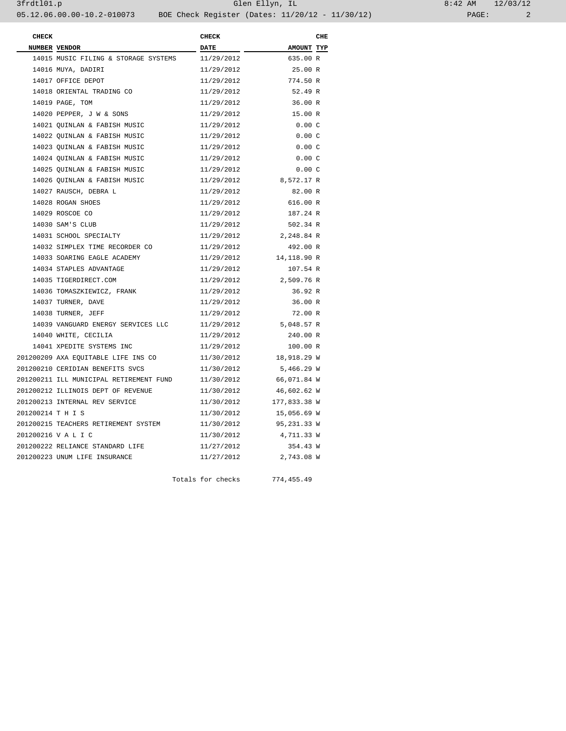| CHECK NUMBER | VENDOR | CHECK DATE | AMOUNT | CHE TYP |
|---|---|---|---|---|
| 14015 | MUSIC FILING & STORAGE SYSTEMS | 11/29/2012 | 635.00 | R |
| 14016 | MUYA, DADIRI | 11/29/2012 | 25.00 | R |
| 14017 | OFFICE DEPOT | 11/29/2012 | 774.50 | R |
| 14018 | ORIENTAL TRADING CO | 11/29/2012 | 52.49 | R |
| 14019 | PAGE, TOM | 11/29/2012 | 36.00 | R |
| 14020 | PEPPER, J W & SONS | 11/29/2012 | 15.00 | R |
| 14021 | QUINLAN & FABISH MUSIC | 11/29/2012 | 0.00 | C |
| 14022 | QUINLAN & FABISH MUSIC | 11/29/2012 | 0.00 | C |
| 14023 | QUINLAN & FABISH MUSIC | 11/29/2012 | 0.00 | C |
| 14024 | QUINLAN & FABISH MUSIC | 11/29/2012 | 0.00 | C |
| 14025 | QUINLAN & FABISH MUSIC | 11/29/2012 | 0.00 | C |
| 14026 | QUINLAN & FABISH MUSIC | 11/29/2012 | 8,572.17 | R |
| 14027 | RAUSCH, DEBRA L | 11/29/2012 | 82.00 | R |
| 14028 | ROGAN SHOES | 11/29/2012 | 616.00 | R |
| 14029 | ROSCOE CO | 11/29/2012 | 187.24 | R |
| 14030 | SAM'S CLUB | 11/29/2012 | 502.34 | R |
| 14031 | SCHOOL SPECIALTY | 11/29/2012 | 2,248.84 | R |
| 14032 | SIMPLEX TIME RECORDER CO | 11/29/2012 | 492.00 | R |
| 14033 | SOARING EAGLE ACADEMY | 11/29/2012 | 14,118.90 | R |
| 14034 | STAPLES ADVANTAGE | 11/29/2012 | 107.54 | R |
| 14035 | TIGERDIRECT.COM | 11/29/2012 | 2,509.76 | R |
| 14036 | TOMASZKIEWICZ, FRANK | 11/29/2012 | 36.92 | R |
| 14037 | TURNER, DAVE | 11/29/2012 | 36.00 | R |
| 14038 | TURNER, JEFF | 11/29/2012 | 72.00 | R |
| 14039 | VANGUARD ENERGY SERVICES LLC | 11/29/2012 | 5,048.57 | R |
| 14040 | WHITE, CECILIA | 11/29/2012 | 240.00 | R |
| 14041 | XPEDITE SYSTEMS INC | 11/29/2012 | 100.00 | R |
| 201200209 | AXA EQUITABLE LIFE INS CO | 11/30/2012 | 18,918.29 | W |
| 201200210 | CERIDIAN BENEFITS SVCS | 11/30/2012 | 5,466.29 | W |
| 201200211 | ILL MUNICIPAL RETIREMENT FUND | 11/30/2012 | 66,071.84 | W |
| 201200212 | ILLINOIS DEPT OF REVENUE | 11/30/2012 | 46,602.62 | W |
| 201200213 | INTERNAL REV SERVICE | 11/30/2012 | 177,833.38 | W |
| 201200214 | T H I S | 11/30/2012 | 15,056.69 | W |
| 201200215 | TEACHERS RETIREMENT SYSTEM | 11/30/2012 | 95,231.33 | W |
| 201200216 | V A L I C | 11/30/2012 | 4,711.33 | W |
| 201200222 | RELIANCE STANDARD LIFE | 11/27/2012 | 354.43 | W |
| 201200223 | UNUM LIFE INSURANCE | 11/27/2012 | 2,743.08 | W |
| | | Totals for checks | 774,455.49 | |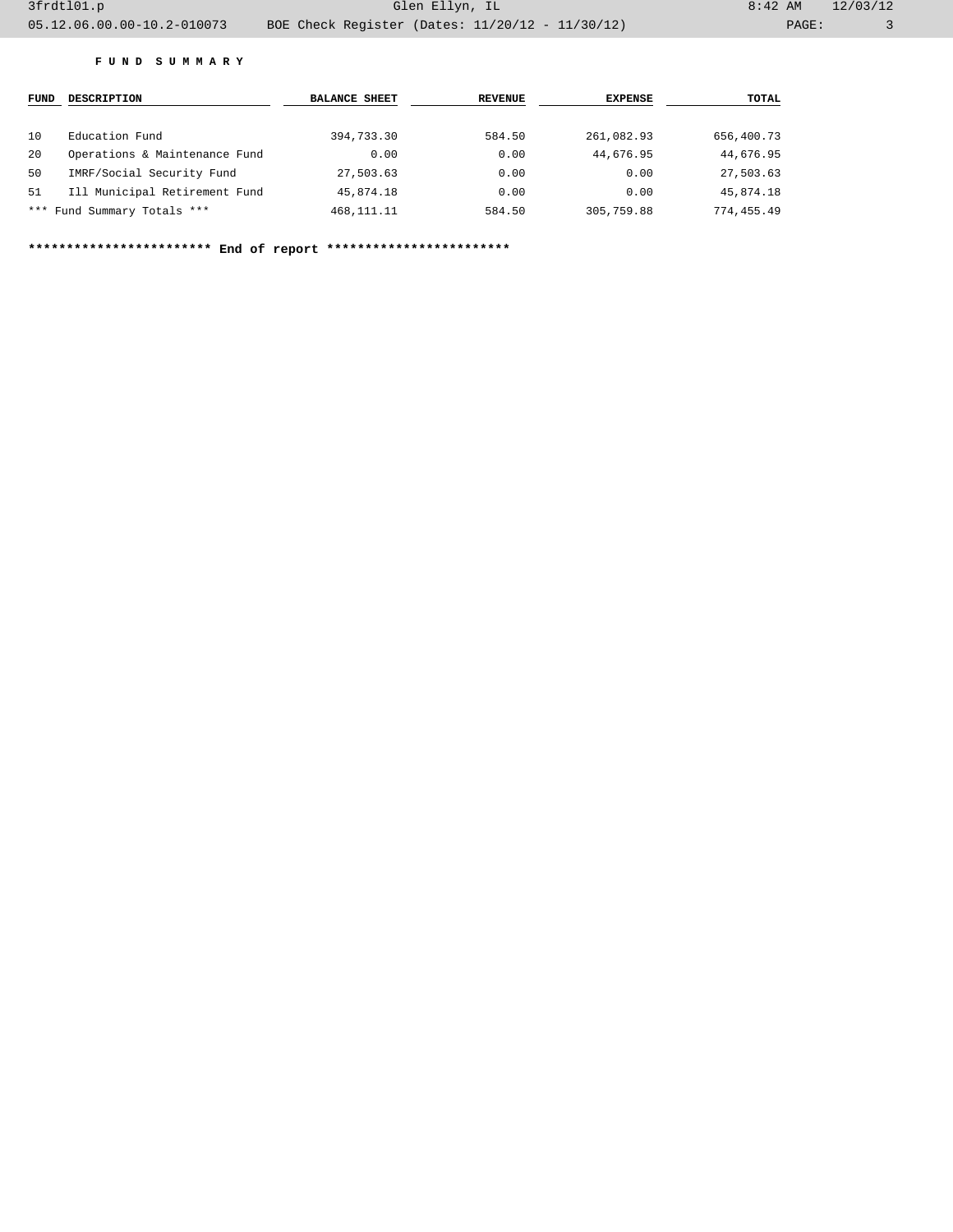**F U N D   S U M M A R Y**

| FUND | DESCRIPTION | BALANCE SHEET | REVENUE | EXPENSE | TOTAL |
|---|---|---|---|---|---|
| 10 | Education Fund | 394,733.30 | 584.50 | 261,082.93 | 656,400.73 |
| 20 | Operations & Maintenance Fund | 0.00 | 0.00 | 44,676.95 | 44,676.95 |
| 50 | IMRF/Social Security Fund | 27,503.63 | 0.00 | 0.00 | 27,503.63 |
| 51 | Ill Municipal Retirement Fund | 45,874.18 | 0.00 | 0.00 | 45,874.18 |
| *** Fund Summary Totals *** | | 468,111.11 | 584.50 | 305,759.88 | 774,455.49 |

**************************** End of report ****************************